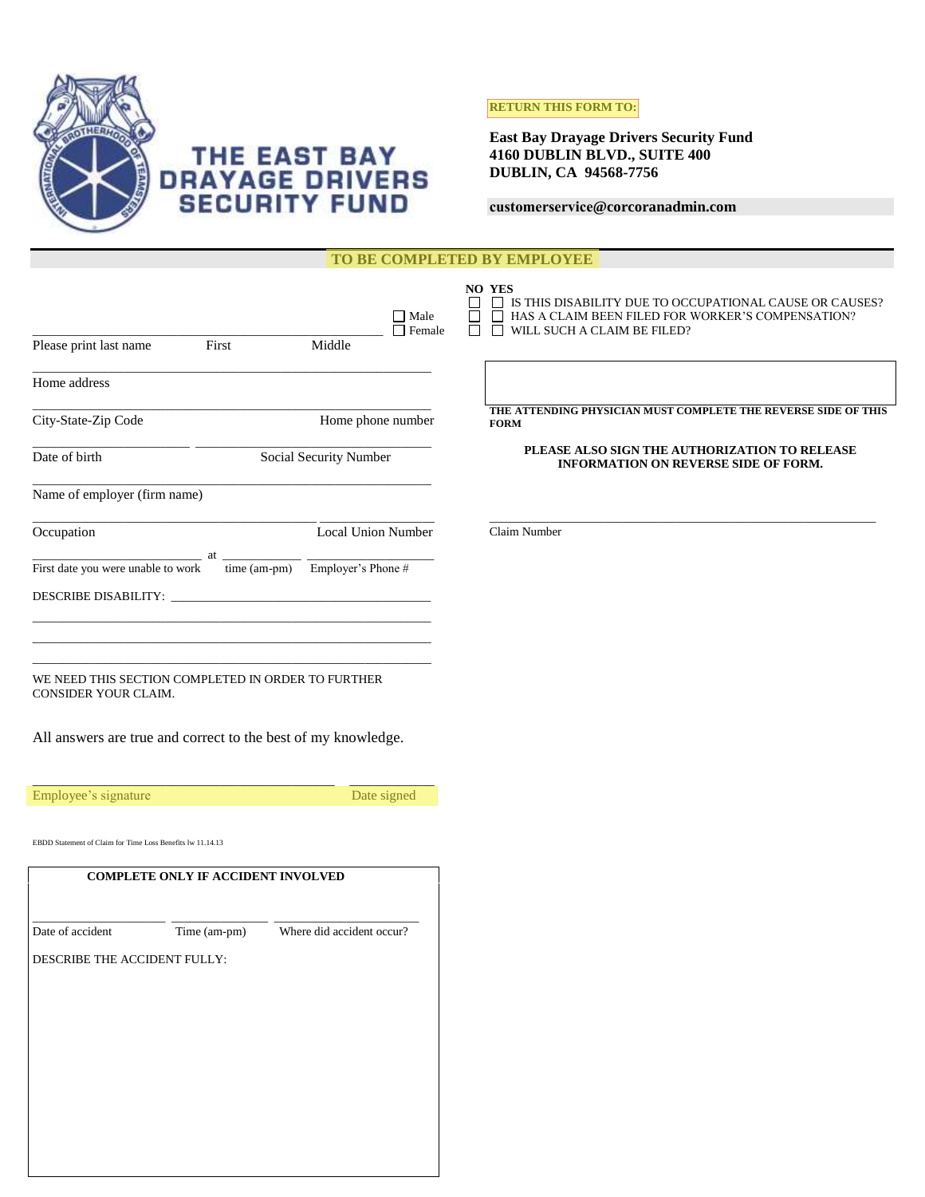# THE EAST BAY DRAYAGE DRIVERS SECURITY FUND

**RETURN THIS FORM TO:**

**East Bay Drayage Drivers Security Fund**
**4160 DUBLIN BLVD., SUITE 400**
**DUBLIN, CA 94568-7756**

**customerservice@corcoranadmin.com**

## TO BE COMPLETED BY EMPLOYEE

______________________________________ ☐ Male ☐ Female
Please print last name First Middle

______________________________________
Home address

______________________________________
City-State-Zip Code Home phone number

______________________________________
Date of birth Social Security Number

______________________________________
Name of employer (firm name)

______________________________________
Occupation Local Union Number

__________________ at __________ __________
First date you were unable to work time (am-pm) Employer's Phone #

DESCRIBE DISABILITY: ______________________________________

______________________________________

______________________________________

______________________________________

WE NEED THIS SECTION COMPLETED IN ORDER TO FURTHER CONSIDER YOUR CLAIM.

| NO | YES | |
|---|---|---|
| ☐ | ☐ | IS THIS DISABILITY DUE TO OCCUPATIONAL CAUSE OR CAUSES? |
| ☐ | ☐ | HAS A CLAIM BEEN FILED FOR WORKER'S COMPENSATION? |
| ☐ | ☐ | WILL SUCH A CLAIM BE FILED? |

**THE ATTENDING PHYSICIAN MUST COMPLETE THE REVERSE SIDE OF THIS FORM**

**PLEASE ALSO SIGN THE AUTHORIZATION TO RELEASE INFORMATION ON REVERSE SIDE OF FORM.**

______________________________________
Claim Number

All answers are true and correct to the best of my knowledge.

______________________________________ __________
Employee's signature Date signed

EBDD Statement of Claim for Time Loss Benefits lw 11.14.13

**COMPLETE ONLY IF ACCIDENT INVOLVED**

__________ __________ __________
Date of accident Time (am-pm) Where did accident occur?

DESCRIBE THE ACCIDENT FULLY: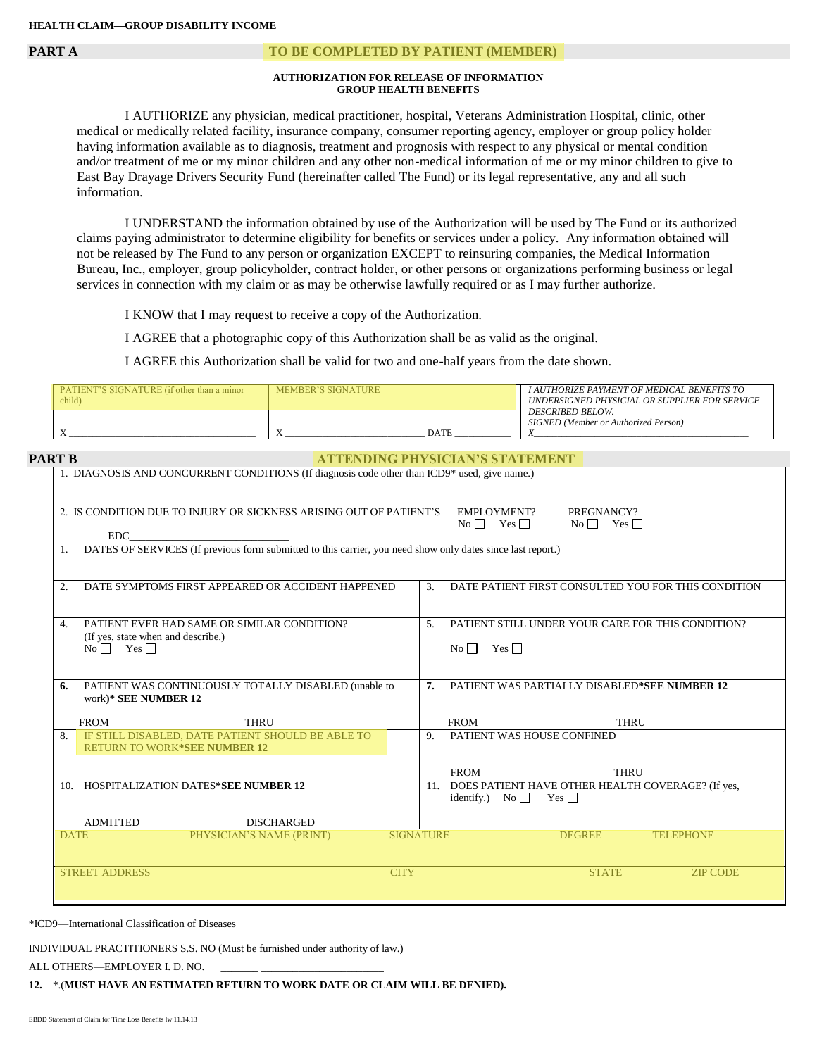**HEALTH CLAIM—GROUP DISABILITY INCOME**

## PART A — TO BE COMPLETED BY PATIENT (MEMBER)

**AUTHORIZATION FOR RELEASE OF INFORMATION**
**GROUP HEALTH BENEFITS**

I AUTHORIZE any physician, medical practitioner, hospital, Veterans Administration Hospital, clinic, other medical or medically related facility, insurance company, consumer reporting agency, employer or group policy holder having information available as to diagnosis, treatment and prognosis with respect to any physical or mental condition and/or treatment of me or my minor children and any other non-medical information of me or my minor children to give to East Bay Drayage Drivers Security Fund (hereinafter called The Fund) or its legal representative, any and all such information.

I UNDERSTAND the information obtained by use of the Authorization will be used by The Fund or its authorized claims paying administrator to determine eligibility for benefits or services under a policy. Any information obtained will not be released by The Fund to any person or organization EXCEPT to reinsuring companies, the Medical Information Bureau, Inc., employer, group policyholder, contract holder, or other persons or organizations performing business or legal services in connection with my claim or as may be otherwise lawfully required or as I may further authorize.

I KNOW that I may request to receive a copy of the Authorization.

I AGREE that a photographic copy of this Authorization shall be as valid as the original.

I AGREE this Authorization shall be valid for two and one-half years from the date shown.

| PATIENT'S SIGNATURE (if other than a minor child) | MEMBER'S SIGNATURE | *I AUTHORIZE PAYMENT OF MEDICAL BENEFITS TO UNDERSIGNED PHYSICIAN OR SUPPLIER FOR SERVICE DESCRIBED BELOW.* *SIGNED (Member or Authorized Person)* |
|---|---|---|
| X ____________________ | X ____________________ DATE __________ | *X* ____________________ |

## PART B — ATTENDING PHYSICIAN'S STATEMENT

1. DIAGNOSIS AND CONCURRENT CONDITIONS (If diagnosis code other than ICD9* used, give name.)

2. IS CONDITION DUE TO INJURY OR SICKNESS ARISING OUT OF PATIENT'S EMPLOYMENT? No ☐ Yes ☐ PREGNANCY? No ☐ Yes ☐

EDC______________________________

1. DATES OF SERVICES (If previous form submitted to this carrier, you need show only dates since last report.)

| | |
|---|---|
| 2. DATE SYMPTOMS FIRST APPEARED OR ACCIDENT HAPPENED | 3. DATE PATIENT FIRST CONSULTED YOU FOR THIS CONDITION |
| 4. PATIENT EVER HAD SAME OR SIMILAR CONDITION? (If yes, state when and describe.) No ☐ Yes ☐ | 5. PATIENT STILL UNDER YOUR CARE FOR THIS CONDITION? No ☐ Yes ☐ |
| **6.** PATIENT WAS CONTINUOUSLY TOTALLY DISABLED (unable to work**)* SEE NUMBER 12** FROM THRU | **7.** PATIENT WAS PARTIALLY DISABLED***SEE NUMBER 12** FROM THRU |
| 8. IF STILL DISABLED, DATE PATIENT SHOULD BE ABLE TO RETURN TO WORK***SEE NUMBER 12** | 9. PATIENT WAS HOUSE CONFINED FROM THRU |
| 10. HOSPITALIZATION DATES***SEE NUMBER 12** ADMITTED DISCHARGED | 11. DOES PATIENT HAVE OTHER HEALTH COVERAGE? (If yes, identify.) No ☐ Yes ☐ |

| DATE | PHYSICIAN'S NAME (PRINT) | SIGNATURE | DEGREE | TELEPHONE |
|---|---|---|---|---|
| | | | | |

| STREET ADDRESS | CITY | STATE | ZIP CODE |
|---|---|---|---|
| | | | |

*ICD9—International Classification of Diseases

INDIVIDUAL PRACTITIONERS S.S. NO (Must be furnished under authority of law.) ____________ ____________ ____________

ALL OTHERS—EMPLOYER I. D. NO. _______ ______________________

**12.** *.(**MUST HAVE AN ESTIMATED RETURN TO WORK DATE OR CLAIM WILL BE DENIED).**

EBDD Statement of Claim for Time Loss Benefits lw 11.14.13